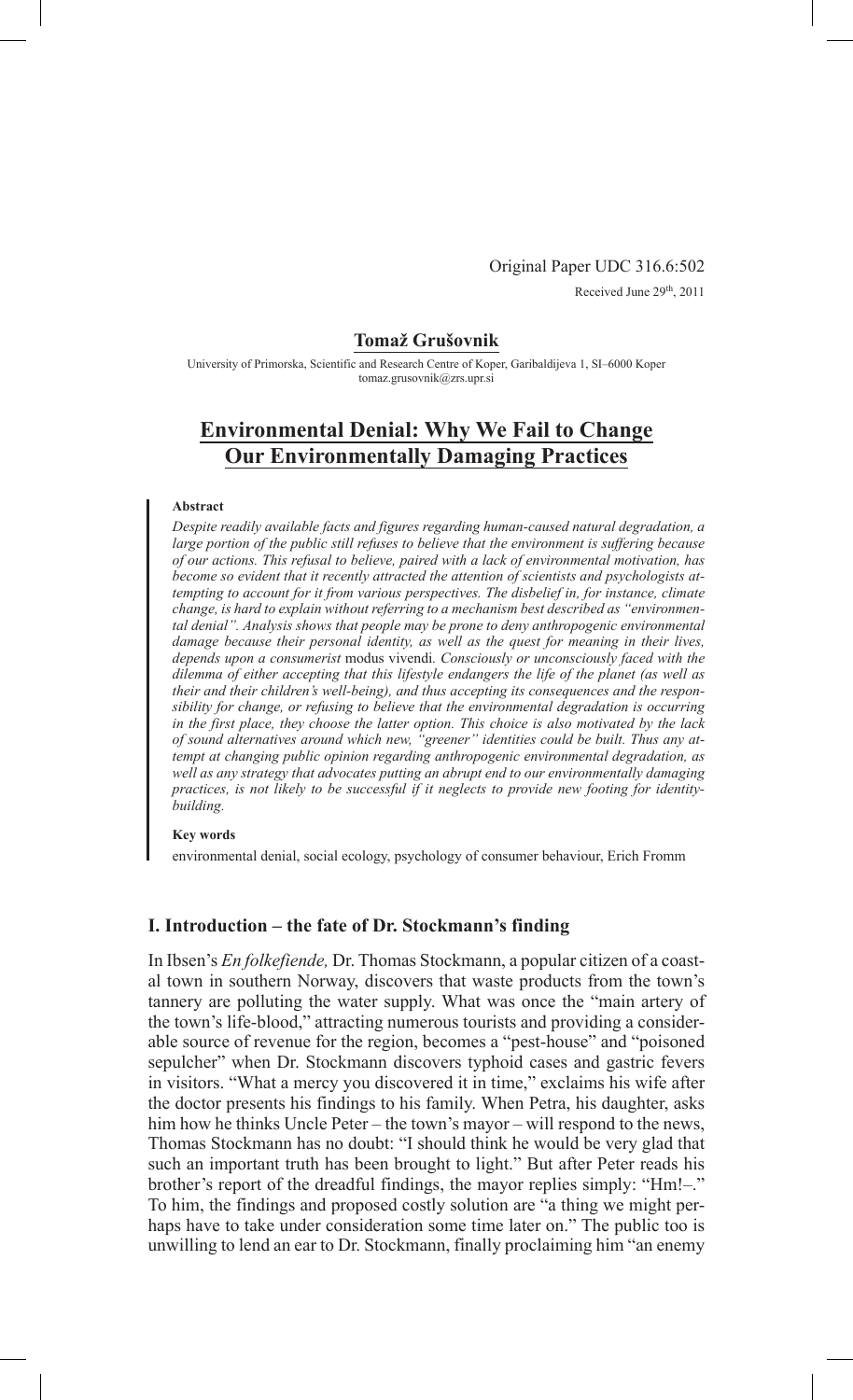Original Paper UDC 316.6:502

Received June 29th, 2011

**Tomaž Grušovnik**

University of Primorska, Scientific and Research Centre of Koper, Garibaldijeva 1, SI–6000 Koper
tomaz.grusovnik@zrs.upr.si

# Environmental Denial: Why We Fail to Change Our Environmentally Damaging Practices

**Abstract**

*Despite readily available facts and figures regarding human-caused natural degradation, a large portion of the public still refuses to believe that the environment is suffering because of our actions. This refusal to believe, paired with a lack of environmental motivation, has become so evident that it recently attracted the attention of scientists and psychologists attempting to account for it from various perspectives. The disbelief in, for instance, climate change, is hard to explain without referring to a mechanism best described as "environmental denial". Analysis shows that people may be prone to deny anthropogenic environmental damage because their personal identity, as well as the quest for meaning in their lives, depends upon a consumerist* modus vivendi*. Consciously or unconsciously faced with the dilemma of either accepting that this lifestyle endangers the life of the planet (as well as their and their children's well-being), and thus accepting its consequences and the responsibility for change, or refusing to believe that the environmental degradation is occurring in the first place, they choose the latter option. This choice is also motivated by the lack of sound alternatives around which new, "greener" identities could be built. Thus any attempt at changing public opinion regarding anthropogenic environmental degradation, as well as any strategy that advocates putting an abrupt end to our environmentally damaging practices, is not likely to be successful if it neglects to provide new footing for identity-building.*

**Key words**

environmental denial, social ecology, psychology of consumer behaviour, Erich Fromm

## I. Introduction – the fate of Dr. Stockmann's finding

In Ibsen's *En folkefiende,* Dr. Thomas Stockmann, a popular citizen of a coastal town in southern Norway, discovers that waste products from the town's tannery are polluting the water supply. What was once the "main artery of the town's life-blood," attracting numerous tourists and providing a considerable source of revenue for the region, becomes a "pest-house" and "poisoned sepulcher" when Dr. Stockmann discovers typhoid cases and gastric fevers in visitors. "What a mercy you discovered it in time," exclaims his wife after the doctor presents his findings to his family. When Petra, his daughter, asks him how he thinks Uncle Peter – the town's mayor – will respond to the news, Thomas Stockmann has no doubt: "I should think he would be very glad that such an important truth has been brought to light." But after Peter reads his brother's report of the dreadful findings, the mayor replies simply: "Hm!–." To him, the findings and proposed costly solution are "a thing we might perhaps have to take under consideration some time later on." The public too is unwilling to lend an ear to Dr. Stockmann, finally proclaiming him "an enemy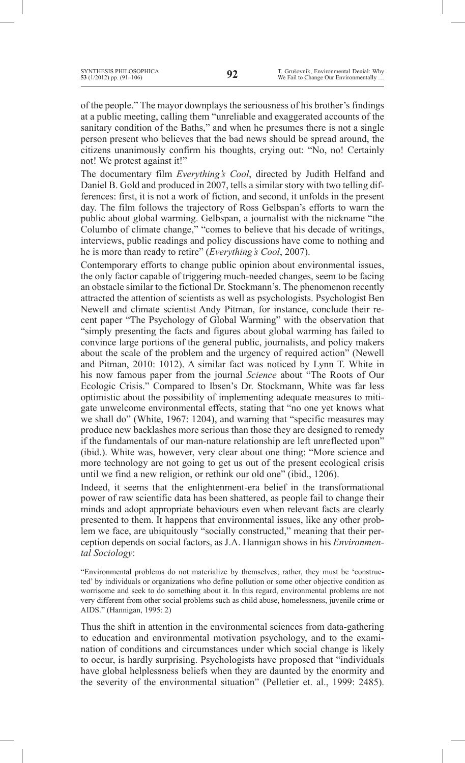of the people." The mayor downplays the seriousness of his brother's findings at a public meeting, calling them "unreliable and exaggerated accounts of the sanitary condition of the Baths," and when he presumes there is not a single person present who believes that the bad news should be spread around, the citizens unanimously confirm his thoughts, crying out: "No, no! Certainly not! We protest against it!"

The documentary film *Everything's Cool*, directed by Judith Helfand and Daniel B. Gold and produced in 2007, tells a similar story with two telling differences: first, it is not a work of fiction, and second, it unfolds in the present day. The film follows the trajectory of Ross Gelbspan's efforts to warn the public about global warming. Gelbspan, a journalist with the nickname "the Columbo of climate change," "comes to believe that his decade of writings, interviews, public readings and policy discussions have come to nothing and he is more than ready to retire" (*Everything's Cool*, 2007).

Contemporary efforts to change public opinion about environmental issues, the only factor capable of triggering much-needed changes, seem to be facing an obstacle similar to the fictional Dr. Stockmann's. The phenomenon recently attracted the attention of scientists as well as psychologists. Psychologist Ben Newell and climate scientist Andy Pitman, for instance, conclude their recent paper "The Psychology of Global Warming" with the observation that "simply presenting the facts and figures about global warming has failed to convince large portions of the general public, journalists, and policy makers about the scale of the problem and the urgency of required action" (Newell and Pitman, 2010: 1012). A similar fact was noticed by Lynn T. White in his now famous paper from the journal *Science* about "The Roots of Our Ecologic Crisis." Compared to Ibsen's Dr. Stockmann, White was far less optimistic about the possibility of implementing adequate measures to mitigate unwelcome environmental effects, stating that "no one yet knows what we shall do" (White, 1967: 1204), and warning that "specific measures may produce new backlashes more serious than those they are designed to remedy if the fundamentals of our man-nature relationship are left unreflected upon" (ibid.). White was, however, very clear about one thing: "More science and more technology are not going to get us out of the present ecological crisis until we find a new religion, or rethink our old one" (ibid., 1206).

Indeed, it seems that the enlightenment-era belief in the transformational power of raw scientific data has been shattered, as people fail to change their minds and adopt appropriate behaviours even when relevant facts are clearly presented to them. It happens that environmental issues, like any other problem we face, are ubiquitously "socially constructed," meaning that their perception depends on social factors, as J.A. Hannigan shows in his *Environmental Sociology*:

> "Environmental problems do not materialize by themselves; rather, they must be 'constructed' by individuals or organizations who define pollution or some other objective condition as worrisome and seek to do something about it. In this regard, environmental problems are not very different from other social problems such as child abuse, homelessness, juvenile crime or AIDS." (Hannigan, 1995: 2)

Thus the shift in attention in the environmental sciences from data-gathering to education and environmental motivation psychology, and to the examination of conditions and circumstances under which social change is likely to occur, is hardly surprising. Psychologists have proposed that "individuals have global helplessness beliefs when they are daunted by the enormity and the severity of the environmental situation" (Pelletier et. al., 1999: 2485).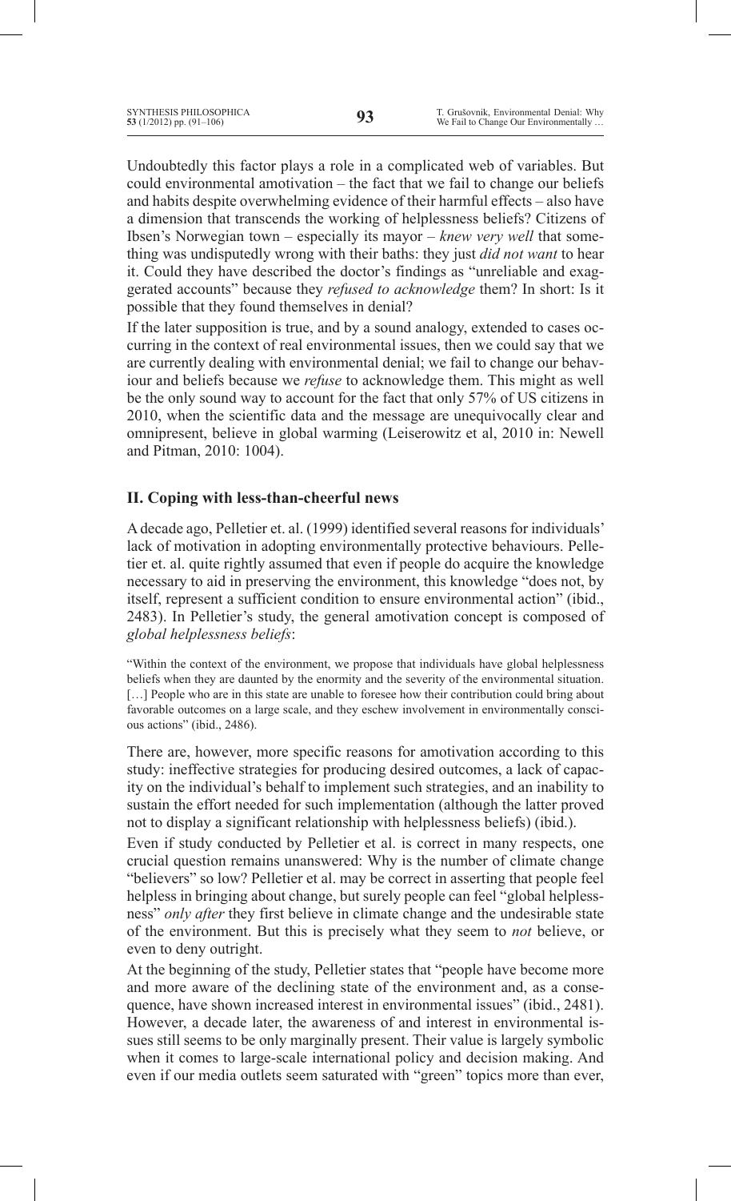Undoubtedly this factor plays a role in a complicated web of variables. But could environmental amotivation – the fact that we fail to change our beliefs and habits despite overwhelming evidence of their harmful effects – also have a dimension that transcends the working of helplessness beliefs? Citizens of Ibsen's Norwegian town – especially its mayor – *knew very well* that something was undisputedly wrong with their baths: they just *did not want* to hear it. Could they have described the doctor's findings as "unreliable and exaggerated accounts" because they *refused to acknowledge* them? In short: Is it possible that they found themselves in denial?

If the later supposition is true, and by a sound analogy, extended to cases occurring in the context of real environmental issues, then we could say that we are currently dealing with environmental denial; we fail to change our behaviour and beliefs because we *refuse* to acknowledge them. This might as well be the only sound way to account for the fact that only 57% of US citizens in 2010, when the scientific data and the message are unequivocally clear and omnipresent, believe in global warming (Leiserowitz et al, 2010 in: Newell and Pitman, 2010: 1004).

## II. Coping with less-than-cheerful news

A decade ago, Pelletier et. al. (1999) identified several reasons for individuals' lack of motivation in adopting environmentally protective behaviours. Pelletier et. al. quite rightly assumed that even if people do acquire the knowledge necessary to aid in preserving the environment, this knowledge "does not, by itself, represent a sufficient condition to ensure environmental action" (ibid., 2483). In Pelletier's study, the general amotivation concept is composed of *global helplessness beliefs*:

> "Within the context of the environment, we propose that individuals have global helplessness beliefs when they are daunted by the enormity and the severity of the environmental situation. […] People who are in this state are unable to foresee how their contribution could bring about favorable outcomes on a large scale, and they eschew involvement in environmentally conscious actions" (ibid., 2486).

There are, however, more specific reasons for amotivation according to this study: ineffective strategies for producing desired outcomes, a lack of capacity on the individual's behalf to implement such strategies, and an inability to sustain the effort needed for such implementation (although the latter proved not to display a significant relationship with helplessness beliefs) (ibid.).

Even if study conducted by Pelletier et al. is correct in many respects, one crucial question remains unanswered: Why is the number of climate change "believers" so low? Pelletier et al. may be correct in asserting that people feel helpless in bringing about change, but surely people can feel "global helplessness" *only after* they first believe in climate change and the undesirable state of the environment. But this is precisely what they seem to *not* believe, or even to deny outright.

At the beginning of the study, Pelletier states that "people have become more and more aware of the declining state of the environment and, as a consequence, have shown increased interest in environmental issues" (ibid., 2481). However, a decade later, the awareness of and interest in environmental issues still seems to be only marginally present. Their value is largely symbolic when it comes to large-scale international policy and decision making. And even if our media outlets seem saturated with "green" topics more than ever,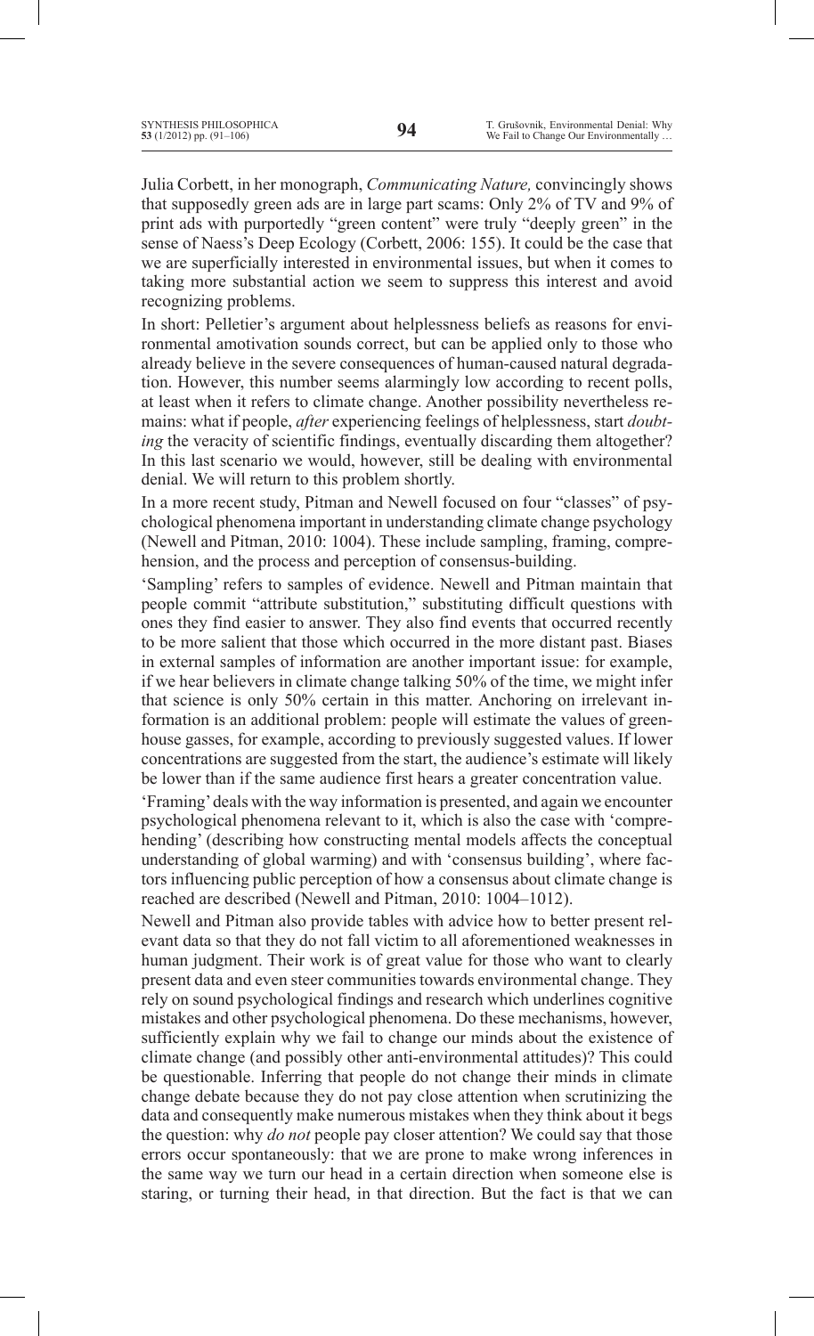Julia Corbett, in her monograph, *Communicating Nature,* convincingly shows that supposedly green ads are in large part scams: Only 2% of TV and 9% of print ads with purportedly "green content" were truly "deeply green" in the sense of Naess's Deep Ecology (Corbett, 2006: 155). It could be the case that we are superficially interested in environmental issues, but when it comes to taking more substantial action we seem to suppress this interest and avoid recognizing problems.

In short: Pelletier's argument about helplessness beliefs as reasons for environmental amotivation sounds correct, but can be applied only to those who already believe in the severe consequences of human-caused natural degradation. However, this number seems alarmingly low according to recent polls, at least when it refers to climate change. Another possibility nevertheless remains: what if people, *after* experiencing feelings of helplessness, start *doubting* the veracity of scientific findings, eventually discarding them altogether? In this last scenario we would, however, still be dealing with environmental denial. We will return to this problem shortly.

In a more recent study, Pitman and Newell focused on four "classes" of psychological phenomena important in understanding climate change psychology (Newell and Pitman, 2010: 1004). These include sampling, framing, comprehension, and the process and perception of consensus-building.

'Sampling' refers to samples of evidence. Newell and Pitman maintain that people commit "attribute substitution," substituting difficult questions with ones they find easier to answer. They also find events that occurred recently to be more salient that those which occurred in the more distant past. Biases in external samples of information are another important issue: for example, if we hear believers in climate change talking 50% of the time, we might infer that science is only 50% certain in this matter. Anchoring on irrelevant information is an additional problem: people will estimate the values of greenhouse gasses, for example, according to previously suggested values. If lower concentrations are suggested from the start, the audience's estimate will likely be lower than if the same audience first hears a greater concentration value.

'Framing' deals with the way information is presented, and again we encounter psychological phenomena relevant to it, which is also the case with 'comprehending' (describing how constructing mental models affects the conceptual understanding of global warming) and with 'consensus building', where factors influencing public perception of how a consensus about climate change is reached are described (Newell and Pitman, 2010: 1004–1012).

Newell and Pitman also provide tables with advice how to better present relevant data so that they do not fall victim to all aforementioned weaknesses in human judgment. Their work is of great value for those who want to clearly present data and even steer communities towards environmental change. They rely on sound psychological findings and research which underlines cognitive mistakes and other psychological phenomena. Do these mechanisms, however, sufficiently explain why we fail to change our minds about the existence of climate change (and possibly other anti-environmental attitudes)? This could be questionable. Inferring that people do not change their minds in climate change debate because they do not pay close attention when scrutinizing the data and consequently make numerous mistakes when they think about it begs the question: why *do not* people pay closer attention? We could say that those errors occur spontaneously: that we are prone to make wrong inferences in the same way we turn our head in a certain direction when someone else is staring, or turning their head, in that direction. But the fact is that we can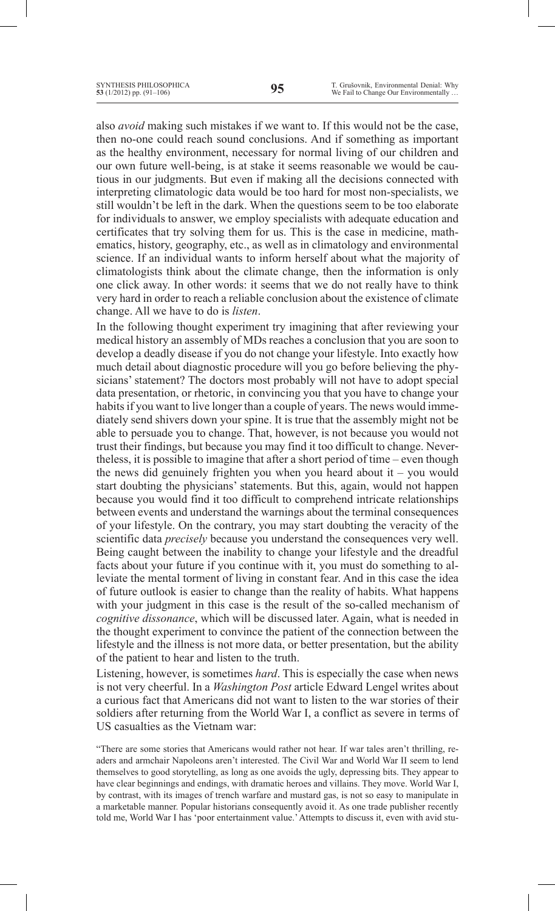also *avoid* making such mistakes if we want to. If this would not be the case, then no-one could reach sound conclusions. And if something as important as the healthy environment, necessary for normal living of our children and our own future well-being, is at stake it seems reasonable we would be cautious in our judgments. But even if making all the decisions connected with interpreting climatologic data would be too hard for most non-specialists, we still wouldn't be left in the dark. When the questions seem to be too elaborate for individuals to answer, we employ specialists with adequate education and certificates that try solving them for us. This is the case in medicine, mathematics, history, geography, etc., as well as in climatology and environmental science. If an individual wants to inform herself about what the majority of climatologists think about the climate change, then the information is only one click away. In other words: it seems that we do not really have to think very hard in order to reach a reliable conclusion about the existence of climate change. All we have to do is *listen*.

In the following thought experiment try imagining that after reviewing your medical history an assembly of MDs reaches a conclusion that you are soon to develop a deadly disease if you do not change your lifestyle. Into exactly how much detail about diagnostic procedure will you go before believing the physicians' statement? The doctors most probably will not have to adopt special data presentation, or rhetoric, in convincing you that you have to change your habits if you want to live longer than a couple of years. The news would immediately send shivers down your spine. It is true that the assembly might not be able to persuade you to change. That, however, is not because you would not trust their findings, but because you may find it too difficult to change. Nevertheless, it is possible to imagine that after a short period of time – even though the news did genuinely frighten you when you heard about it – you would start doubting the physicians' statements. But this, again, would not happen because you would find it too difficult to comprehend intricate relationships between events and understand the warnings about the terminal consequences of your lifestyle. On the contrary, you may start doubting the veracity of the scientific data *precisely* because you understand the consequences very well. Being caught between the inability to change your lifestyle and the dreadful facts about your future if you continue with it, you must do something to alleviate the mental torment of living in constant fear. And in this case the idea of future outlook is easier to change than the reality of habits. What happens with your judgment in this case is the result of the so-called mechanism of *cognitive dissonance*, which will be discussed later. Again, what is needed in the thought experiment to convince the patient of the connection between the lifestyle and the illness is not more data, or better presentation, but the ability of the patient to hear and listen to the truth.

Listening, however, is sometimes *hard*. This is especially the case when news is not very cheerful. In a *Washington Post* article Edward Lengel writes about a curious fact that Americans did not want to listen to the war stories of their soldiers after returning from the World War I, a conflict as severe in terms of US casualties as the Vietnam war:

> "There are some stories that Americans would rather not hear. If war tales aren't thrilling, readers and armchair Napoleons aren't interested. The Civil War and World War II seem to lend themselves to good storytelling, as long as one avoids the ugly, depressing bits. They appear to have clear beginnings and endings, with dramatic heroes and villains. They move. World War I, by contrast, with its images of trench warfare and mustard gas, is not so easy to manipulate in a marketable manner. Popular historians consequently avoid it. As one trade publisher recently told me, World War I has 'poor entertainment value.' Attempts to discuss it, even with avid stu-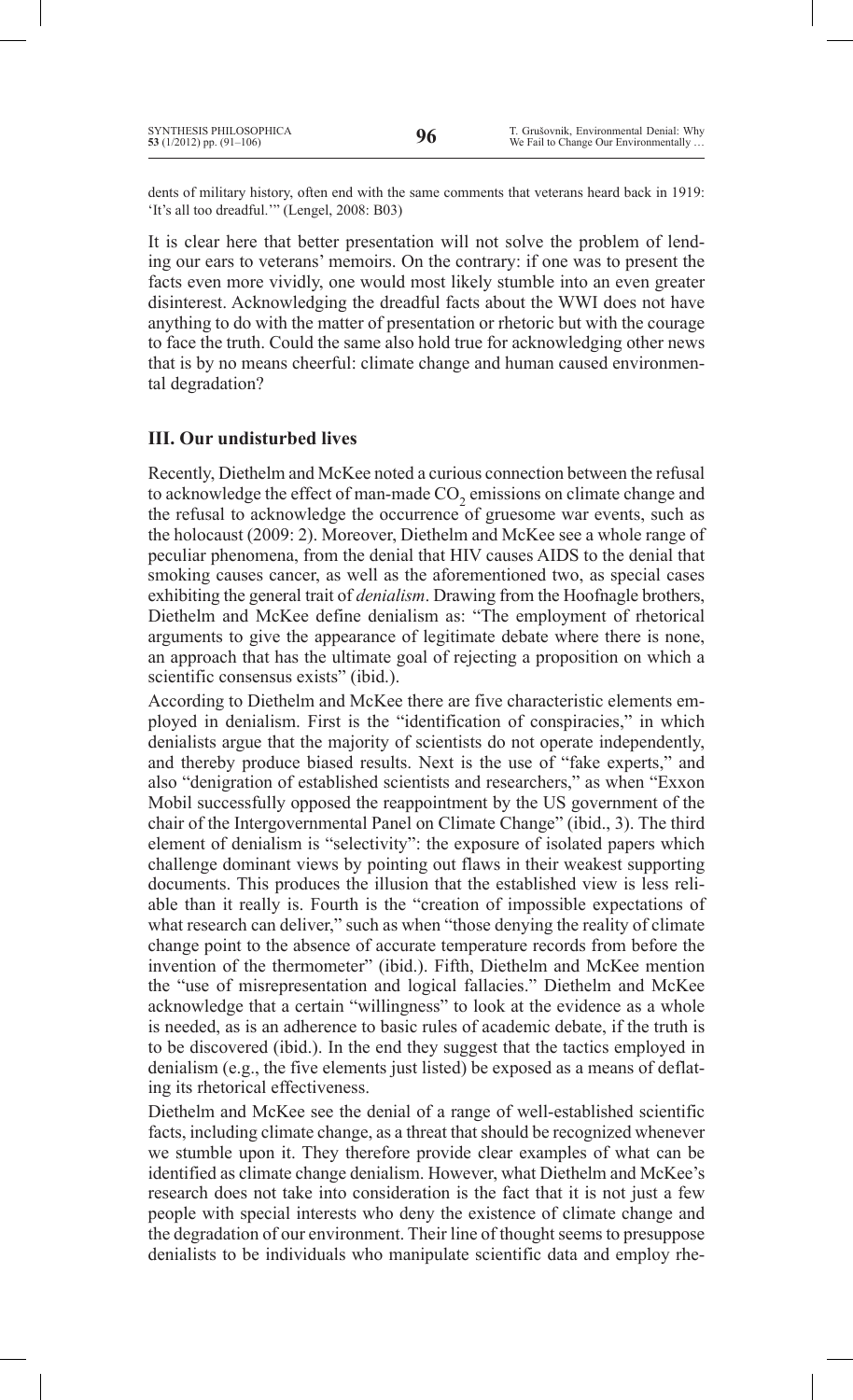dents of military history, often end with the same comments that veterans heard back in 1919: 'It's all too dreadful.'" (Lengel, 2008: B03)

It is clear here that better presentation will not solve the problem of lending our ears to veterans' memoirs. On the contrary: if one was to present the facts even more vividly, one would most likely stumble into an even greater disinterest. Acknowledging the dreadful facts about the WWI does not have anything to do with the matter of presentation or rhetoric but with the courage to face the truth. Could the same also hold true for acknowledging other news that is by no means cheerful: climate change and human caused environmental degradation?

### III. Our undisturbed lives

Recently, Diethelm and McKee noted a curious connection between the refusal to acknowledge the effect of man-made $CO_2$ emissions on climate change and the refusal to acknowledge the occurrence of gruesome war events, such as the holocaust (2009: 2). Moreover, Diethelm and McKee see a whole range of peculiar phenomena, from the denial that HIV causes AIDS to the denial that smoking causes cancer, as well as the aforementioned two, as special cases exhibiting the general trait of *denialism*. Drawing from the Hoofnagle brothers, Diethelm and McKee define denialism as: "The employment of rhetorical arguments to give the appearance of legitimate debate where there is none, an approach that has the ultimate goal of rejecting a proposition on which a scientific consensus exists" (ibid.).

According to Diethelm and McKee there are five characteristic elements employed in denialism. First is the "identification of conspiracies," in which denialists argue that the majority of scientists do not operate independently, and thereby produce biased results. Next is the use of "fake experts," and also "denigration of established scientists and researchers," as when "Exxon Mobil successfully opposed the reappointment by the US government of the chair of the Intergovernmental Panel on Climate Change" (ibid., 3). The third element of denialism is "selectivity": the exposure of isolated papers which challenge dominant views by pointing out flaws in their weakest supporting documents. This produces the illusion that the established view is less reliable than it really is. Fourth is the "creation of impossible expectations of what research can deliver," such as when "those denying the reality of climate change point to the absence of accurate temperature records from before the invention of the thermometer" (ibid.). Fifth, Diethelm and McKee mention the "use of misrepresentation and logical fallacies." Diethelm and McKee acknowledge that a certain "willingness" to look at the evidence as a whole is needed, as is an adherence to basic rules of academic debate, if the truth is to be discovered (ibid.). In the end they suggest that the tactics employed in denialism (e.g., the five elements just listed) be exposed as a means of deflating its rhetorical effectiveness.

Diethelm and McKee see the denial of a range of well-established scientific facts, including climate change, as a threat that should be recognized whenever we stumble upon it. They therefore provide clear examples of what can be identified as climate change denialism. However, what Diethelm and McKee's research does not take into consideration is the fact that it is not just a few people with special interests who deny the existence of climate change and the degradation of our environment. Their line of thought seems to presuppose denialists to be individuals who manipulate scientific data and employ rhe-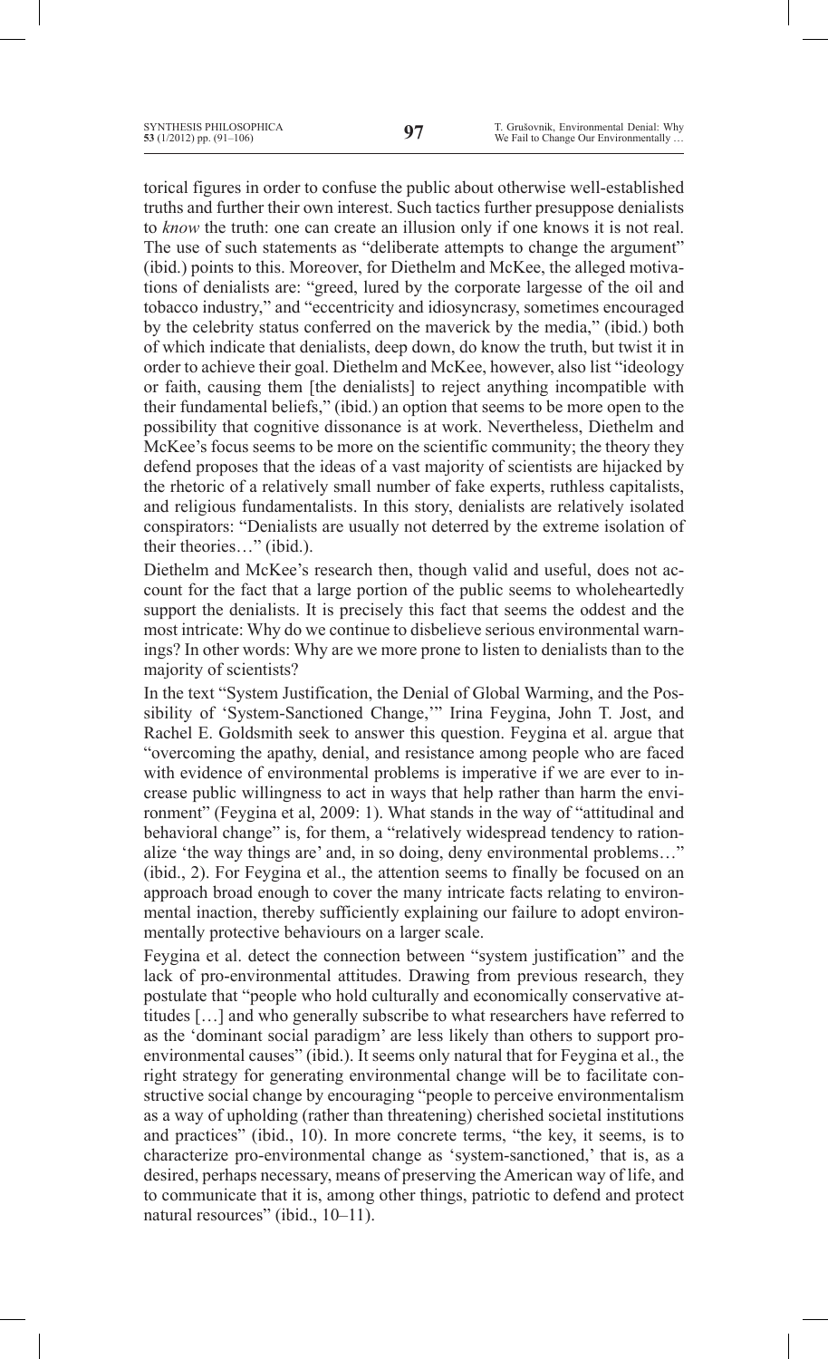torical figures in order to confuse the public about otherwise well-established truths and further their own interest. Such tactics further presuppose denialists to *know* the truth: one can create an illusion only if one knows it is not real. The use of such statements as "deliberate attempts to change the argument" (ibid.) points to this. Moreover, for Diethelm and McKee, the alleged motivations of denialists are: "greed, lured by the corporate largesse of the oil and tobacco industry," and "eccentricity and idiosyncrasy, sometimes encouraged by the celebrity status conferred on the maverick by the media," (ibid.) both of which indicate that denialists, deep down, do know the truth, but twist it in order to achieve their goal. Diethelm and McKee, however, also list "ideology or faith, causing them [the denialists] to reject anything incompatible with their fundamental beliefs," (ibid.) an option that seems to be more open to the possibility that cognitive dissonance is at work. Nevertheless, Diethelm and McKee's focus seems to be more on the scientific community; the theory they defend proposes that the ideas of a vast majority of scientists are hijacked by the rhetoric of a relatively small number of fake experts, ruthless capitalists, and religious fundamentalists. In this story, denialists are relatively isolated conspirators: "Denialists are usually not deterred by the extreme isolation of their theories…" (ibid.).

Diethelm and McKee's research then, though valid and useful, does not account for the fact that a large portion of the public seems to wholeheartedly support the denialists. It is precisely this fact that seems the oddest and the most intricate: Why do we continue to disbelieve serious environmental warnings? In other words: Why are we more prone to listen to denialists than to the majority of scientists?

In the text "System Justification, the Denial of Global Warming, and the Possibility of 'System-Sanctioned Change,'" Irina Feygina, John T. Jost, and Rachel E. Goldsmith seek to answer this question. Feygina et al. argue that "overcoming the apathy, denial, and resistance among people who are faced with evidence of environmental problems is imperative if we are ever to increase public willingness to act in ways that help rather than harm the environment" (Feygina et al, 2009: 1). What stands in the way of "attitudinal and behavioral change" is, for them, a "relatively widespread tendency to rationalize 'the way things are' and, in so doing, deny environmental problems…" (ibid., 2). For Feygina et al., the attention seems to finally be focused on an approach broad enough to cover the many intricate facts relating to environmental inaction, thereby sufficiently explaining our failure to adopt environmentally protective behaviours on a larger scale.

Feygina et al. detect the connection between "system justification" and the lack of pro-environmental attitudes. Drawing from previous research, they postulate that "people who hold culturally and economically conservative attitudes […] and who generally subscribe to what researchers have referred to as the 'dominant social paradigm' are less likely than others to support pro-environmental causes" (ibid.). It seems only natural that for Feygina et al., the right strategy for generating environmental change will be to facilitate constructive social change by encouraging "people to perceive environmentalism as a way of upholding (rather than threatening) cherished societal institutions and practices" (ibid., 10). In more concrete terms, "the key, it seems, is to characterize pro-environmental change as 'system-sanctioned,' that is, as a desired, perhaps necessary, means of preserving the American way of life, and to communicate that it is, among other things, patriotic to defend and protect natural resources" (ibid., 10–11).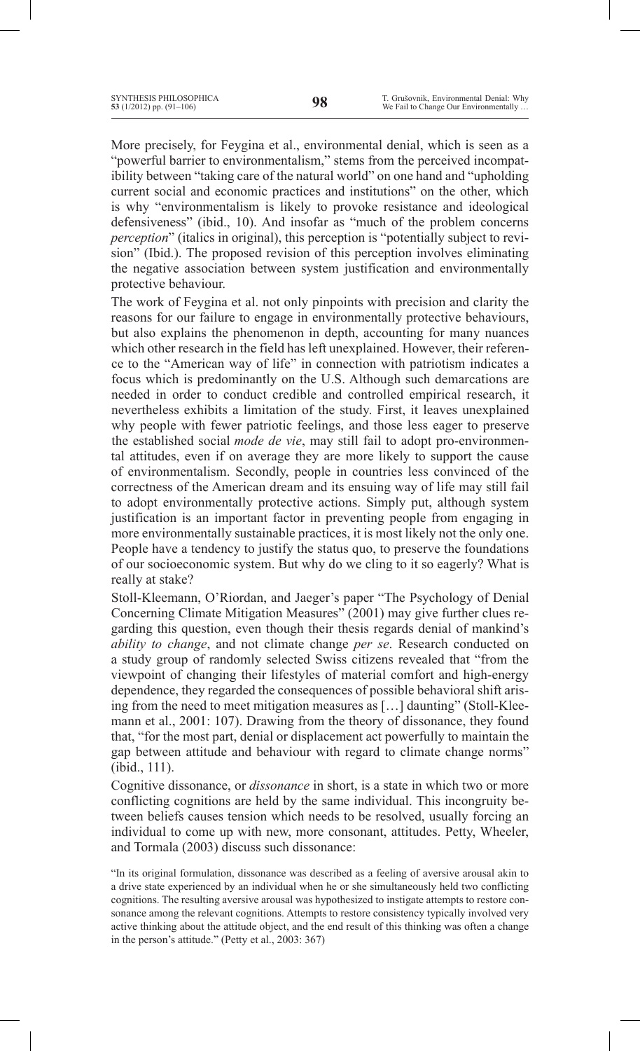More precisely, for Feygina et al., environmental denial, which is seen as a "powerful barrier to environmentalism," stems from the perceived incompatibility between "taking care of the natural world" on one hand and "upholding current social and economic practices and institutions" on the other, which is why "environmentalism is likely to provoke resistance and ideological defensiveness" (ibid., 10). And insofar as "much of the problem concerns *perception*" (italics in original), this perception is "potentially subject to revision" (Ibid.). The proposed revision of this perception involves eliminating the negative association between system justification and environmentally protective behaviour.

The work of Feygina et al. not only pinpoints with precision and clarity the reasons for our failure to engage in environmentally protective behaviours, but also explains the phenomenon in depth, accounting for many nuances which other research in the field has left unexplained. However, their reference to the "American way of life" in connection with patriotism indicates a focus which is predominantly on the U.S. Although such demarcations are needed in order to conduct credible and controlled empirical research, it nevertheless exhibits a limitation of the study. First, it leaves unexplained why people with fewer patriotic feelings, and those less eager to preserve the established social *mode de vie*, may still fail to adopt pro-environmental attitudes, even if on average they are more likely to support the cause of environmentalism. Secondly, people in countries less convinced of the correctness of the American dream and its ensuing way of life may still fail to adopt environmentally protective actions. Simply put, although system justification is an important factor in preventing people from engaging in more environmentally sustainable practices, it is most likely not the only one. People have a tendency to justify the status quo, to preserve the foundations of our socioeconomic system. But why do we cling to it so eagerly? What is really at stake?

Stoll-Kleemann, O'Riordan, and Jaeger's paper "The Psychology of Denial Concerning Climate Mitigation Measures" (2001) may give further clues regarding this question, even though their thesis regards denial of mankind's *ability to change*, and not climate change *per se*. Research conducted on a study group of randomly selected Swiss citizens revealed that "from the viewpoint of changing their lifestyles of material comfort and high-energy dependence, they regarded the consequences of possible behavioral shift arising from the need to meet mitigation measures as […] daunting" (Stoll-Kleemann et al., 2001: 107). Drawing from the theory of dissonance, they found that, "for the most part, denial or displacement act powerfully to maintain the gap between attitude and behaviour with regard to climate change norms" (ibid., 111).

Cognitive dissonance, or *dissonance* in short, is a state in which two or more conflicting cognitions are held by the same individual. This incongruity between beliefs causes tension which needs to be resolved, usually forcing an individual to come up with new, more consonant, attitudes. Petty, Wheeler, and Tormala (2003) discuss such dissonance:

> "In its original formulation, dissonance was described as a feeling of aversive arousal akin to a drive state experienced by an individual when he or she simultaneously held two conflicting cognitions. The resulting aversive arousal was hypothesized to instigate attempts to restore consonance among the relevant cognitions. Attempts to restore consistency typically involved very active thinking about the attitude object, and the end result of this thinking was often a change in the person's attitude." (Petty et al., 2003: 367)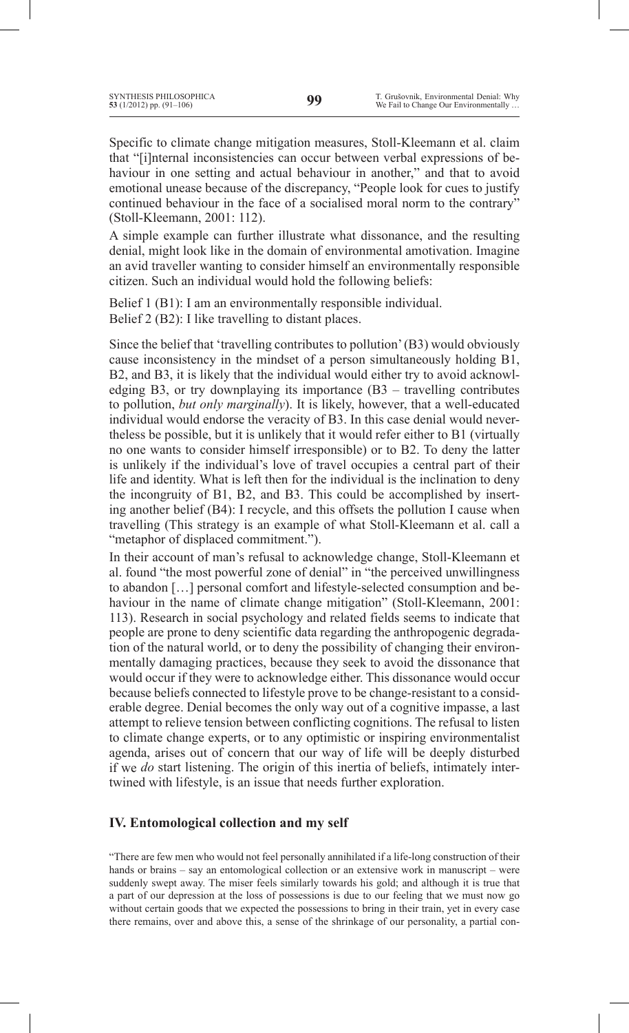Specific to climate change mitigation measures, Stoll-Kleemann et al. claim that "[i]nternal inconsistencies can occur between verbal expressions of behaviour in one setting and actual behaviour in another," and that to avoid emotional unease because of the discrepancy, "People look for cues to justify continued behaviour in the face of a socialised moral norm to the contrary" (Stoll-Kleemann, 2001: 112).

A simple example can further illustrate what dissonance, and the resulting denial, might look like in the domain of environmental amotivation. Imagine an avid traveller wanting to consider himself an environmentally responsible citizen. Such an individual would hold the following beliefs:

Belief 1 (B1): I am an environmentally responsible individual.
Belief 2 (B2): I like travelling to distant places.

Since the belief that 'travelling contributes to pollution' (B3) would obviously cause inconsistency in the mindset of a person simultaneously holding B1, B2, and B3, it is likely that the individual would either try to avoid acknowledging B3, or try downplaying its importance (B3 – travelling contributes to pollution, *but only marginally*). It is likely, however, that a well-educated individual would endorse the veracity of B3. In this case denial would nevertheless be possible, but it is unlikely that it would refer either to B1 (virtually no one wants to consider himself irresponsible) or to B2. To deny the latter is unlikely if the individual's love of travel occupies a central part of their life and identity. What is left then for the individual is the inclination to deny the incongruity of B1, B2, and B3. This could be accomplished by inserting another belief (B4): I recycle, and this offsets the pollution I cause when travelling (This strategy is an example of what Stoll-Kleemann et al. call a "metaphor of displaced commitment.").

In their account of man's refusal to acknowledge change, Stoll-Kleemann et al. found "the most powerful zone of denial" in "the perceived unwillingness to abandon […] personal comfort and lifestyle-selected consumption and behaviour in the name of climate change mitigation" (Stoll-Kleemann, 2001: 113). Research in social psychology and related fields seems to indicate that people are prone to deny scientific data regarding the anthropogenic degradation of the natural world, or to deny the possibility of changing their environmentally damaging practices, because they seek to avoid the dissonance that would occur if they were to acknowledge either. This dissonance would occur because beliefs connected to lifestyle prove to be change-resistant to a considerable degree. Denial becomes the only way out of a cognitive impasse, a last attempt to relieve tension between conflicting cognitions. The refusal to listen to climate change experts, or to any optimistic or inspiring environmentalist agenda, arises out of concern that our way of life will be deeply disturbed if we *do* start listening. The origin of this inertia of beliefs, intimately intertwined with lifestyle, is an issue that needs further exploration.

## IV. Entomological collection and my self

"There are few men who would not feel personally annihilated if a life-long construction of their hands or brains – say an entomological collection or an extensive work in manuscript – were suddenly swept away. The miser feels similarly towards his gold; and although it is true that a part of our depression at the loss of possessions is due to our feeling that we must now go without certain goods that we expected the possessions to bring in their train, yet in every case there remains, over and above this, a sense of the shrinkage of our personality, a partial con-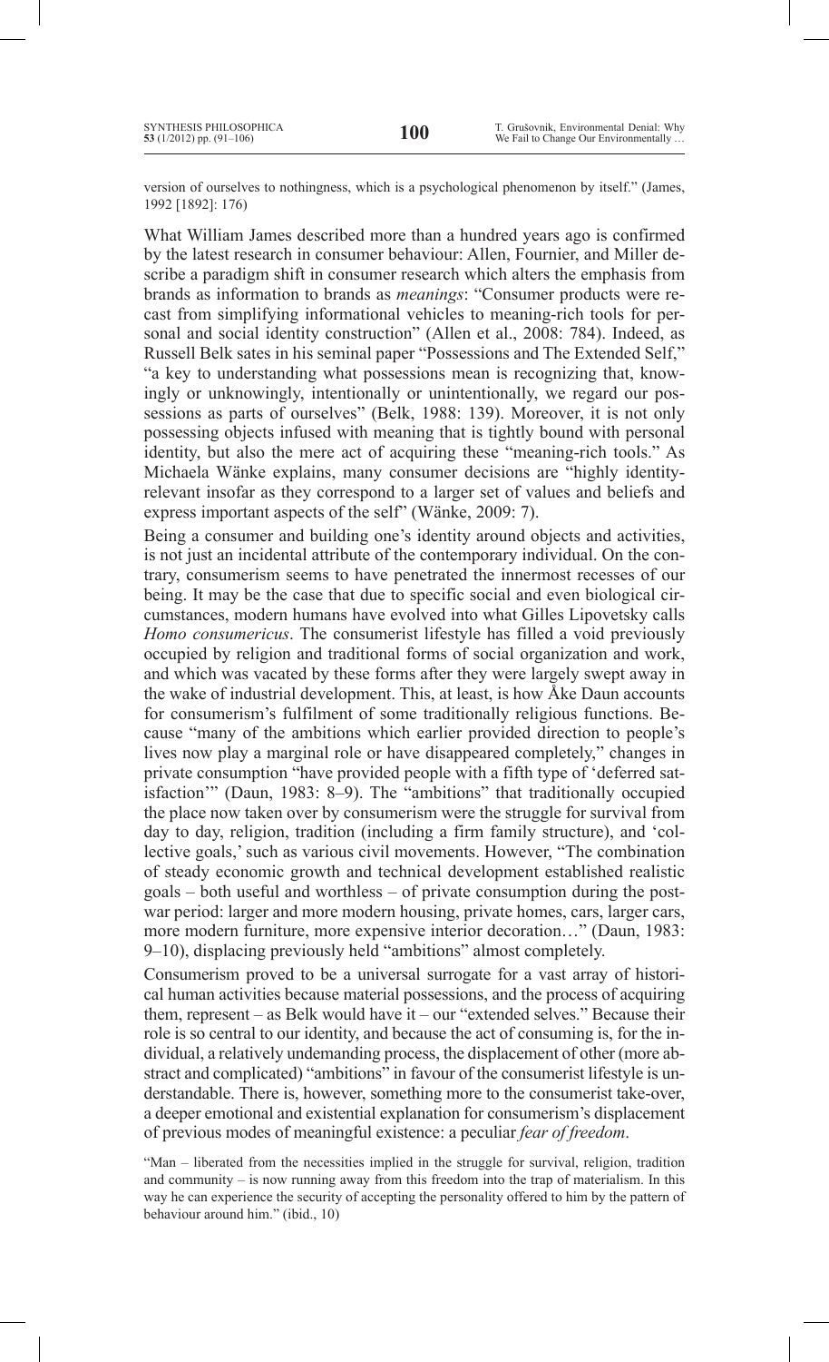version of ourselves to nothingness, which is a psychological phenomenon by itself." (James, 1992 [1892]: 176)

What William James described more than a hundred years ago is confirmed by the latest research in consumer behaviour: Allen, Fournier, and Miller describe a paradigm shift in consumer research which alters the emphasis from brands as information to brands as *meanings*: "Consumer products were recast from simplifying informational vehicles to meaning-rich tools for personal and social identity construction" (Allen et al., 2008: 784). Indeed, as Russell Belk sates in his seminal paper "Possessions and The Extended Self," "a key to understanding what possessions mean is recognizing that, knowingly or unknowingly, intentionally or unintentionally, we regard our possessions as parts of ourselves" (Belk, 1988: 139). Moreover, it is not only possessing objects infused with meaning that is tightly bound with personal identity, but also the mere act of acquiring these "meaning-rich tools." As Michaela Wänke explains, many consumer decisions are "highly identity-relevant insofar as they correspond to a larger set of values and beliefs and express important aspects of the self" (Wänke, 2009: 7).

Being a consumer and building one's identity around objects and activities, is not just an incidental attribute of the contemporary individual. On the contrary, consumerism seems to have penetrated the innermost recesses of our being. It may be the case that due to specific social and even biological circumstances, modern humans have evolved into what Gilles Lipovetsky calls *Homo consumericus*. The consumerist lifestyle has filled a void previously occupied by religion and traditional forms of social organization and work, and which was vacated by these forms after they were largely swept away in the wake of industrial development. This, at least, is how Åke Daun accounts for consumerism's fulfilment of some traditionally religious functions. Because "many of the ambitions which earlier provided direction to people's lives now play a marginal role or have disappeared completely," changes in private consumption "have provided people with a fifth type of 'deferred satisfaction'" (Daun, 1983: 8–9). The "ambitions" that traditionally occupied the place now taken over by consumerism were the struggle for survival from day to day, religion, tradition (including a firm family structure), and 'collective goals,' such as various civil movements. However, "The combination of steady economic growth and technical development established realistic goals – both useful and worthless – of private consumption during the postwar period: larger and more modern housing, private homes, cars, larger cars, more modern furniture, more expensive interior decoration…" (Daun, 1983: 9–10), displacing previously held "ambitions" almost completely.

Consumerism proved to be a universal surrogate for a vast array of historical human activities because material possessions, and the process of acquiring them, represent – as Belk would have it – our "extended selves." Because their role is so central to our identity, and because the act of consuming is, for the individual, a relatively undemanding process, the displacement of other (more abstract and complicated) "ambitions" in favour of the consumerist lifestyle is understandable. There is, however, something more to the consumerist take-over, a deeper emotional and existential explanation for consumerism's displacement of previous modes of meaningful existence: a peculiar *fear of freedom*.

"Man – liberated from the necessities implied in the struggle for survival, religion, tradition and community – is now running away from this freedom into the trap of materialism. In this way he can experience the security of accepting the personality offered to him by the pattern of behaviour around him." (ibid., 10)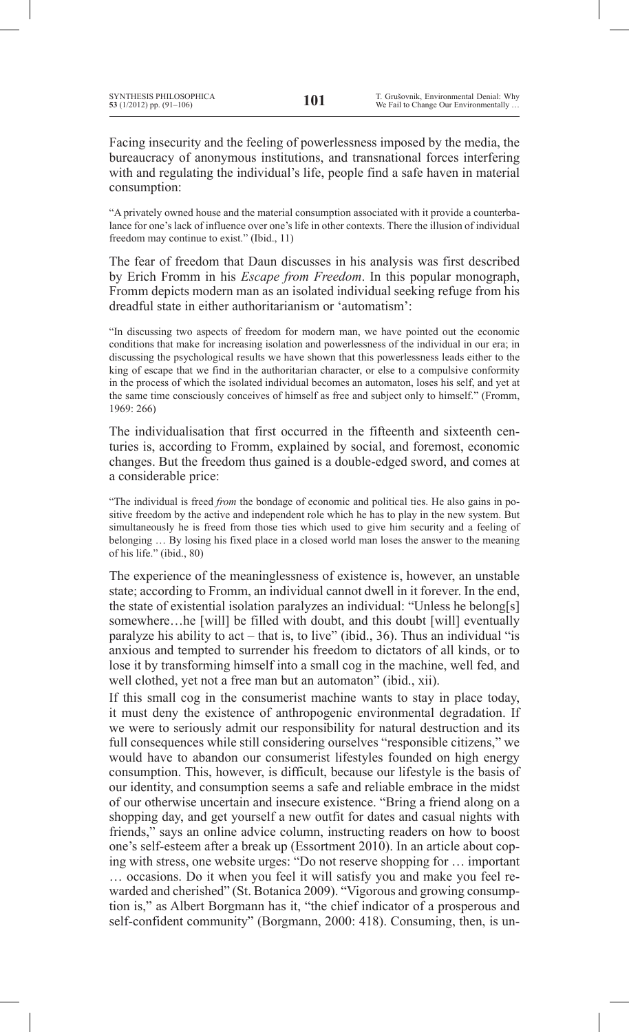Facing insecurity and the feeling of powerlessness imposed by the media, the bureaucracy of anonymous institutions, and transnational forces interfering with and regulating the individual's life, people find a safe haven in material consumption:

> "A privately owned house and the material consumption associated with it provide a counterbalance for one's lack of influence over one's life in other contexts. There the illusion of individual freedom may continue to exist." (Ibid., 11)

The fear of freedom that Daun discusses in his analysis was first described by Erich Fromm in his *Escape from Freedom*. In this popular monograph, Fromm depicts modern man as an isolated individual seeking refuge from his dreadful state in either authoritarianism or 'automatism':

> "In discussing two aspects of freedom for modern man, we have pointed out the economic conditions that make for increasing isolation and powerlessness of the individual in our era; in discussing the psychological results we have shown that this powerlessness leads either to the king of escape that we find in the authoritarian character, or else to a compulsive conformity in the process of which the isolated individual becomes an automaton, loses his self, and yet at the same time consciously conceives of himself as free and subject only to himself." (Fromm, 1969: 266)

The individualisation that first occurred in the fifteenth and sixteenth centuries is, according to Fromm, explained by social, and foremost, economic changes. But the freedom thus gained is a double-edged sword, and comes at a considerable price:

> "The individual is freed *from* the bondage of economic and political ties. He also gains in positive freedom by the active and independent role which he has to play in the new system. But simultaneously he is freed from those ties which used to give him security and a feeling of belonging … By losing his fixed place in a closed world man loses the answer to the meaning of his life." (ibid., 80)

The experience of the meaninglessness of existence is, however, an unstable state; according to Fromm, an individual cannot dwell in it forever. In the end, the state of existential isolation paralyzes an individual: "Unless he belong[s] somewhere…he [will] be filled with doubt, and this doubt [will] eventually paralyze his ability to act – that is, to live" (ibid., 36). Thus an individual "is anxious and tempted to surrender his freedom to dictators of all kinds, or to lose it by transforming himself into a small cog in the machine, well fed, and well clothed, yet not a free man but an automaton" (ibid., xii).

If this small cog in the consumerist machine wants to stay in place today, it must deny the existence of anthropogenic environmental degradation. If we were to seriously admit our responsibility for natural destruction and its full consequences while still considering ourselves "responsible citizens," we would have to abandon our consumerist lifestyles founded on high energy consumption. This, however, is difficult, because our lifestyle is the basis of our identity, and consumption seems a safe and reliable embrace in the midst of our otherwise uncertain and insecure existence. "Bring a friend along on a shopping day, and get yourself a new outfit for dates and casual nights with friends," says an online advice column, instructing readers on how to boost one's self-esteem after a break up (Essortment 2010). In an article about coping with stress, one website urges: "Do not reserve shopping for … important … occasions. Do it when you feel it will satisfy you and make you feel rewarded and cherished" (St. Botanica 2009). "Vigorous and growing consumption is," as Albert Borgmann has it, "the chief indicator of a prosperous and self-confident community" (Borgmann, 2000: 418). Consuming, then, is un-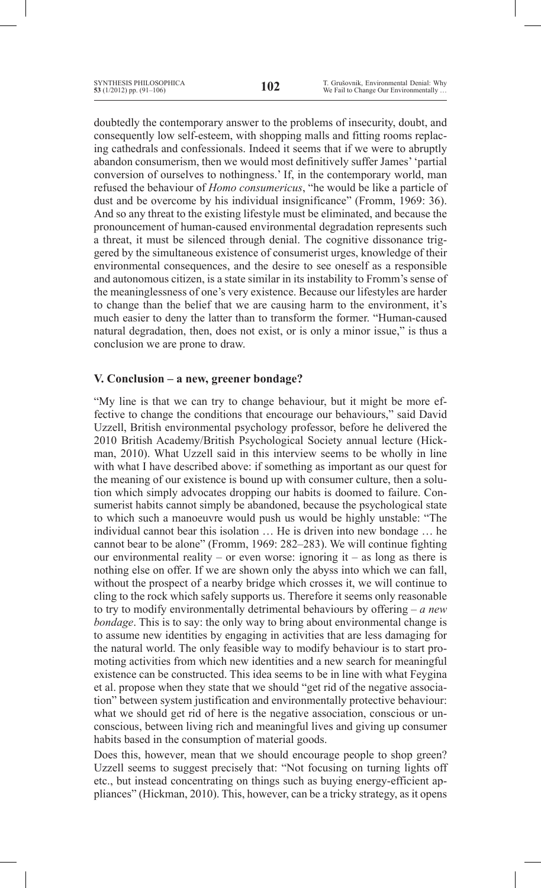doubtedly the contemporary answer to the problems of insecurity, doubt, and consequently low self-esteem, with shopping malls and fitting rooms replacing cathedrals and confessionals. Indeed it seems that if we were to abruptly abandon consumerism, then we would most definitively suffer James' 'partial conversion of ourselves to nothingness.' If, in the contemporary world, man refused the behaviour of *Homo consumericus*, "he would be like a particle of dust and be overcome by his individual insignificance" (Fromm, 1969: 36). And so any threat to the existing lifestyle must be eliminated, and because the pronouncement of human-caused environmental degradation represents such a threat, it must be silenced through denial. The cognitive dissonance triggered by the simultaneous existence of consumerist urges, knowledge of their environmental consequences, and the desire to see oneself as a responsible and autonomous citizen, is a state similar in its instability to Fromm's sense of the meaninglessness of one's very existence. Because our lifestyles are harder to change than the belief that we are causing harm to the environment, it's much easier to deny the latter than to transform the former. "Human-caused natural degradation, then, does not exist, or is only a minor issue," is thus a conclusion we are prone to draw.

## V. Conclusion – a new, greener bondage?

"My line is that we can try to change behaviour, but it might be more effective to change the conditions that encourage our behaviours," said David Uzzell, British environmental psychology professor, before he delivered the 2010 British Academy/British Psychological Society annual lecture (Hickman, 2010). What Uzzell said in this interview seems to be wholly in line with what I have described above: if something as important as our quest for the meaning of our existence is bound up with consumer culture, then a solution which simply advocates dropping our habits is doomed to failure. Consumerist habits cannot simply be abandoned, because the psychological state to which such a manoeuvre would push us would be highly unstable: "The individual cannot bear this isolation … He is driven into new bondage … he cannot bear to be alone" (Fromm, 1969: 282–283). We will continue fighting our environmental reality – or even worse: ignoring it – as long as there is nothing else on offer. If we are shown only the abyss into which we can fall, without the prospect of a nearby bridge which crosses it, we will continue to cling to the rock which safely supports us. Therefore it seems only reasonable to try to modify environmentally detrimental behaviours by offering – *a new bondage*. This is to say: the only way to bring about environmental change is to assume new identities by engaging in activities that are less damaging for the natural world. The only feasible way to modify behaviour is to start promoting activities from which new identities and a new search for meaningful existence can be constructed. This idea seems to be in line with what Feygina et al. propose when they state that we should "get rid of the negative association" between system justification and environmentally protective behaviour: what we should get rid of here is the negative association, conscious or unconscious, between living rich and meaningful lives and giving up consumer habits based in the consumption of material goods.

Does this, however, mean that we should encourage people to shop green? Uzzell seems to suggest precisely that: "Not focusing on turning lights off etc., but instead concentrating on things such as buying energy-efficient appliances" (Hickman, 2010). This, however, can be a tricky strategy, as it opens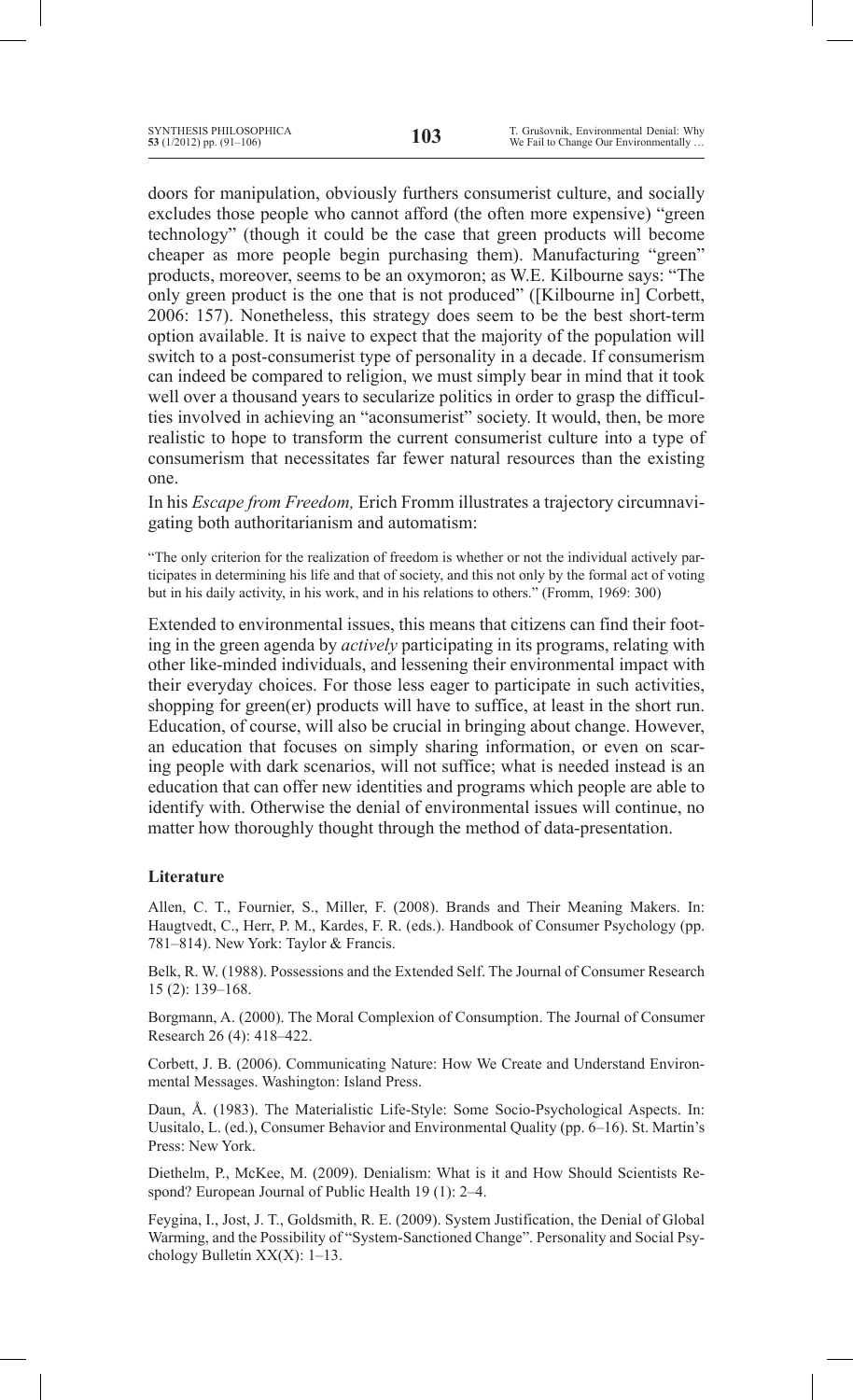doors for manipulation, obviously furthers consumerist culture, and socially excludes those people who cannot afford (the often more expensive) "green technology" (though it could be the case that green products will become cheaper as more people begin purchasing them). Manufacturing "green" products, moreover, seems to be an oxymoron; as W.E. Kilbourne says: "The only green product is the one that is not produced" ([Kilbourne in] Corbett, 2006: 157). Nonetheless, this strategy does seem to be the best short-term option available. It is naive to expect that the majority of the population will switch to a post-consumerist type of personality in a decade. If consumerism can indeed be compared to religion, we must simply bear in mind that it took well over a thousand years to secularize politics in order to grasp the difficulties involved in achieving an "aconsumerist" society. It would, then, be more realistic to hope to transform the current consumerist culture into a type of consumerism that necessitates far fewer natural resources than the existing one.

In his *Escape from Freedom,* Erich Fromm illustrates a trajectory circumnavigating both authoritarianism and automatism:

> "The only criterion for the realization of freedom is whether or not the individual actively participates in determining his life and that of society, and this not only by the formal act of voting but in his daily activity, in his work, and in his relations to others." (Fromm, 1969: 300)

Extended to environmental issues, this means that citizens can find their footing in the green agenda by *actively* participating in its programs, relating with other like-minded individuals, and lessening their environmental impact with their everyday choices. For those less eager to participate in such activities, shopping for green(er) products will have to suffice, at least in the short run. Education, of course, will also be crucial in bringing about change. However, an education that focuses on simply sharing information, or even on scaring people with dark scenarios, will not suffice; what is needed instead is an education that can offer new identities and programs which people are able to identify with. Otherwise the denial of environmental issues will continue, no matter how thoroughly thought through the method of data-presentation.

### Literature

Allen, C. T., Fournier, S., Miller, F. (2008). Brands and Their Meaning Makers. In: Haugtvedt, C., Herr, P. M., Kardes, F. R. (eds.). Handbook of Consumer Psychology (pp. 781–814). New York: Taylor & Francis.

Belk, R. W. (1988). Possessions and the Extended Self. The Journal of Consumer Research 15 (2): 139–168.

Borgmann, A. (2000). The Moral Complexion of Consumption. The Journal of Consumer Research 26 (4): 418–422.

Corbett, J. B. (2006). Communicating Nature: How We Create and Understand Environmental Messages. Washington: Island Press.

Daun, Å. (1983). The Materialistic Life-Style: Some Socio-Psychological Aspects. In: Uusitalo, L. (ed.), Consumer Behavior and Environmental Quality (pp. 6–16). St. Martin's Press: New York.

Diethelm, P., McKee, M. (2009). Denialism: What is it and How Should Scientists Respond? European Journal of Public Health 19 (1): 2–4.

Feygina, I., Jost, J. T., Goldsmith, R. E. (2009). System Justification, the Denial of Global Warming, and the Possibility of "System-Sanctioned Change". Personality and Social Psychology Bulletin XX(X): 1–13.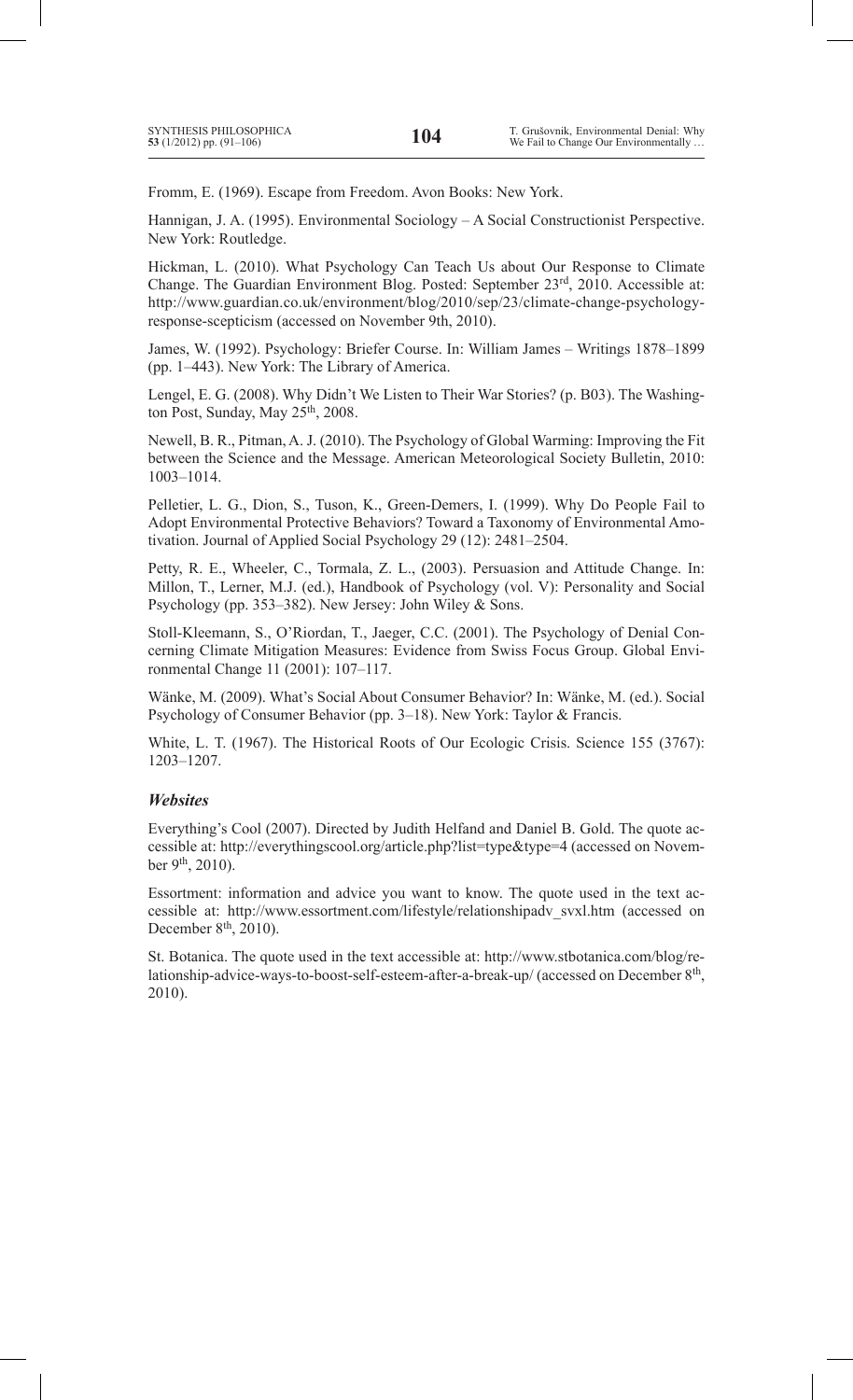Fromm, E. (1969). Escape from Freedom. Avon Books: New York.

Hannigan, J. A. (1995). Environmental Sociology – A Social Constructionist Perspective. New York: Routledge.

Hickman, L. (2010). What Psychology Can Teach Us about Our Response to Climate Change. The Guardian Environment Blog. Posted: September 23rd, 2010. Accessible at: http://www.guardian.co.uk/environment/blog/2010/sep/23/climate-change-psychology-response-scepticism (accessed on November 9th, 2010).

James, W. (1992). Psychology: Briefer Course. In: William James – Writings 1878–1899 (pp. 1–443). New York: The Library of America.

Lengel, E. G. (2008). Why Didn't We Listen to Their War Stories? (p. B03). The Washington Post, Sunday, May 25th, 2008.

Newell, B. R., Pitman, A. J. (2010). The Psychology of Global Warming: Improving the Fit between the Science and the Message. American Meteorological Society Bulletin, 2010: 1003–1014.

Pelletier, L. G., Dion, S., Tuson, K., Green-Demers, I. (1999). Why Do People Fail to Adopt Environmental Protective Behaviors? Toward a Taxonomy of Environmental Amotivation. Journal of Applied Social Psychology 29 (12): 2481–2504.

Petty, R. E., Wheeler, C., Tormala, Z. L., (2003). Persuasion and Attitude Change. In: Millon, T., Lerner, M.J. (ed.), Handbook of Psychology (vol. V): Personality and Social Psychology (pp. 353–382). New Jersey: John Wiley & Sons.

Stoll-Kleemann, S., O'Riordan, T., Jaeger, C.C. (2001). The Psychology of Denial Concerning Climate Mitigation Measures: Evidence from Swiss Focus Group. Global Environmental Change 11 (2001): 107–117.

Wänke, M. (2009). What's Social About Consumer Behavior? In: Wänke, M. (ed.). Social Psychology of Consumer Behavior (pp. 3–18). New York: Taylor & Francis.

White, L. T. (1967). The Historical Roots of Our Ecologic Crisis. Science 155 (3767): 1203–1207.

### *Websites*

Everything's Cool (2007). Directed by Judith Helfand and Daniel B. Gold. The quote accessible at: http://everythingscool.org/article.php?list=type&type=4 (accessed on November 9th, 2010).

Essortment: information and advice you want to know. The quote used in the text accessible at: http://www.essortment.com/lifestyle/relationshipadv_svxl.htm (accessed on December 8th, 2010).

St. Botanica. The quote used in the text accessible at: http://www.stbotanica.com/blog/relationship-advice-ways-to-boost-self-esteem-after-a-break-up/ (accessed on December 8th, 2010).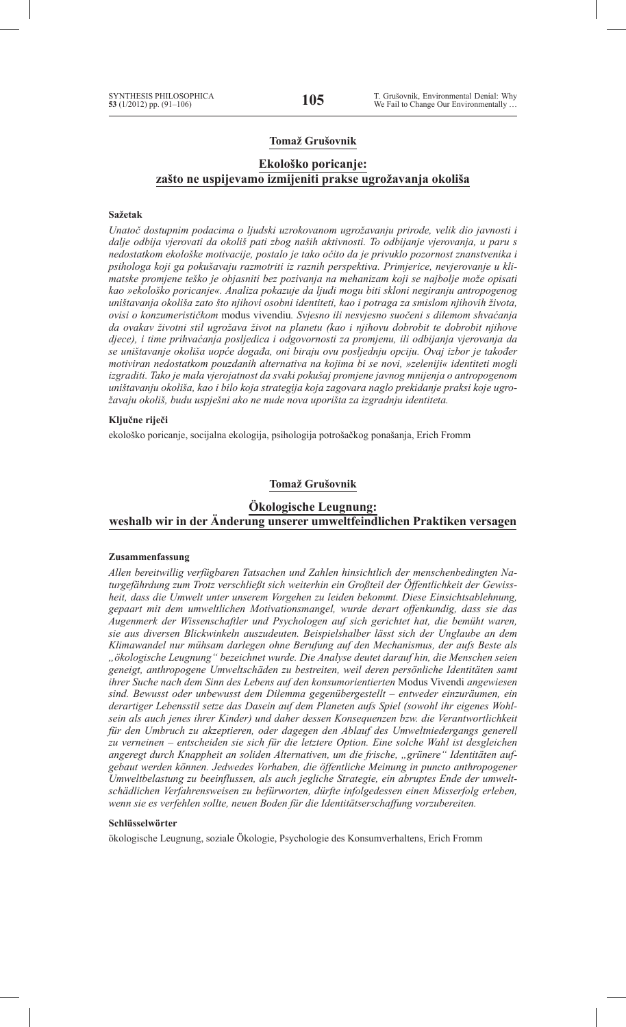**Tomaž Grušovnik**

## Ekološko poricanje: zašto ne uspijevamo izmijeniti prakse ugrožavanja okoliša

**Sažetak**

*Unatoč dostupnim podacima o ljudski uzrokovanom ugrožavanju prirode, velik dio javnosti i dalje odbija vjerovati da okoliš pati zbog naših aktivnosti. To odbijanje vjerovanja, u paru s nedostatkom ekološke motivacije, postalo je tako očito da je privuklo pozornost znanstvenika i psihologa koji ga pokušavaju razmotriti iz raznih perspektiva. Primjerice, nevjerovanje u klimatske promjene teško je objasniti bez pozivanja na mehanizam koji se najbolje može opisati kao »ekološko poricanje«. Analiza pokazuje da ljudi mogu biti skloni negiranju antropogenog uništavanja okoliša zato što njihovi osobni identiteti, kao i potraga za smislom njihovih života, ovisi o konzumerističkom* modus vivendiu*. Svjesno ili nesvjesno suočeni s dilemom shvaćanja da ovakav životni stil ugrožava život na planetu (kao i njihovu dobrobit te dobrobit njihove djece), i time prihvaćanja posljedica i odgovornosti za promjenu, ili odbijanja vjerovanja da se uništavanje okoliša uopće događa, oni biraju ovu posljednju opciju. Ovaj izbor je također motiviran nedostatkom pouzdanih alternativa na kojima bi se novi, »zeleniji« identiteti mogli izgraditi. Tako je mala vjerojatnost da svaki pokušaj promjene javnog mnijenja o antropogenom uništavanju okoliša, kao i bilo koja strategija koja zagovara naglo prekidanje praksi koje ugrožavaju okoliš, budu uspješni ako ne nude nova uporišta za izgradnju identiteta.*

**Ključne riječi**

ekološko poricanje, socijalna ekologija, psihologija potrošačkog ponašanja, Erich Fromm

**Tomaž Grušovnik**

## Ökologische Leugnung: weshalb wir in der Änderung unserer umweltfeindlichen Praktiken versagen

**Zusammenfassung**

*Allen bereitwillig verfügbaren Tatsachen und Zahlen hinsichtlich der menschenbedingten Naturgefährdung zum Trotz verschließt sich weiterhin ein Großteil der Öffentlichkeit der Gewissheit, dass die Umwelt unter unserem Vorgehen zu leiden bekommt. Diese Einsichtsablehnung, gepaart mit dem umweltlichen Motivationsmangel, wurde derart offenkundig, dass sie das Augenmerk der Wissenschaftler und Psychologen auf sich gerichtet hat, die bemüht waren, sie aus diversen Blickwinkeln auszudeuten. Beispielshalber lässt sich der Unglaube an dem Klimawandel nur mühsam darlegen ohne Berufung auf den Mechanismus, der aufs Beste als „ökologische Leugnung" bezeichnet wurde. Die Analyse deutet darauf hin, die Menschen seien geneigt, anthropogene Umweltschäden zu bestreiten, weil deren persönliche Identitäten samt ihrer Suche nach dem Sinn des Lebens auf den konsumorientierten* Modus Vivendi *angewiesen sind. Bewusst oder unbewusst dem Dilemma gegenübergestellt – entweder einzuräumen, ein derartiger Lebensstil setze das Dasein auf dem Planeten aufs Spiel (sowohl ihr eigenes Wohlsein als auch jenes ihrer Kinder) und daher dessen Konsequenzen bzw. die Verantwortlichkeit für den Umbruch zu akzeptieren, oder dagegen den Ablauf des Umweltniedergangs generell zu verneinen – entscheiden sie sich für die letztere Option. Eine solche Wahl ist desgleichen angeregt durch Knappheit an soliden Alternativen, um die frische, „grünere" Identitäten aufgebaut werden können. Jedwedes Vorhaben, die öffentliche Meinung in puncto anthropogener Umweltbelastung zu beeinflussen, als auch jegliche Strategie, ein abruptes Ende der umweltschädlichen Verfahrensweisen zu befürworten, dürfte infolgedessen einen Misserfolg erleben, wenn sie es verfehlen sollte, neuen Boden für die Identitätserschaffung vorzubereiten.*

**Schlüsselwörter**

ökologische Leugnung, soziale Ökologie, Psychologie des Konsumverhaltens, Erich Fromm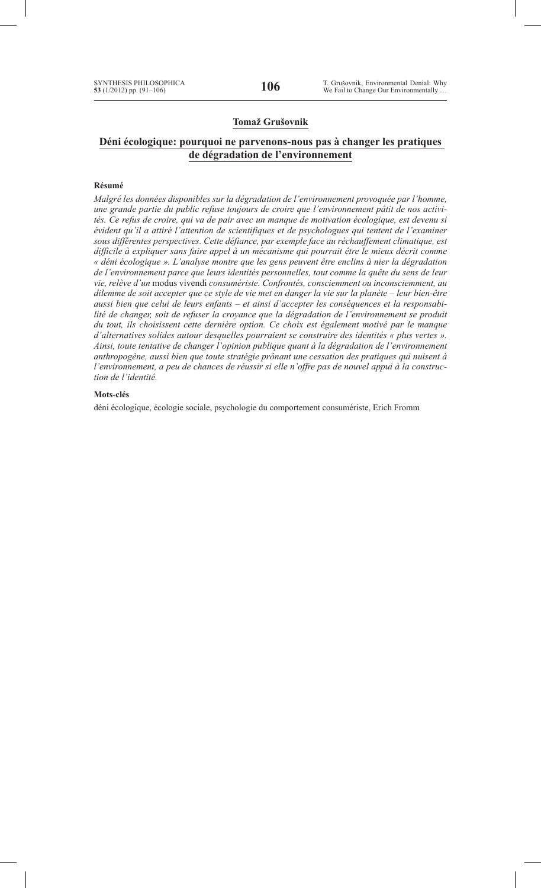**Tomaž Grušovnik**

## Déni écologique: pourquoi ne parvenons-nous pas à changer les pratiques de dégradation de l'environnement

**Résumé**

*Malgré les données disponibles sur la dégradation de l'environnement provoquée par l'homme, une grande partie du public refuse toujours de croire que l'environnement pâtit de nos activités. Ce refus de croire, qui va de pair avec un manque de motivation écologique, est devenu si évident qu'il a attiré l'attention de scientifiques et de psychologues qui tentent de l'examiner sous différentes perspectives. Cette défiance, par exemple face au réchauffement climatique, est difficile à expliquer sans faire appel à un mécanisme qui pourrait être le mieux décrit comme « déni écologique ». L'analyse montre que les gens peuvent être enclins à nier la dégradation de l'environnement parce que leurs identités personnelles, tout comme la quête du sens de leur vie, relève d'un* modus vivendi *consumériste. Confrontés, consciemment ou inconsciemment, au dilemme de soit accepter que ce style de vie met en danger la vie sur la planète – leur bien-être aussi bien que celui de leurs enfants – et ainsi d'accepter les conséquences et la responsabilité de changer, soit de refuser la croyance que la dégradation de l'environnement se produit du tout, ils choisissent cette dernière option. Ce choix est également motivé par le manque d'alternatives solides autour desquelles pourraient se construire des identités « plus vertes ». Ainsi, toute tentative de changer l'opinion publique quant à la dégradation de l'environnement anthropogène, aussi bien que toute stratégie prônant une cessation des pratiques qui nuisent à l'environnement, a peu de chances de réussir si elle n'offre pas de nouvel appui à la construction de l'identité.*

**Mots-clés**

déni écologique, écologie sociale, psychologie du comportement consumériste, Erich Fromm